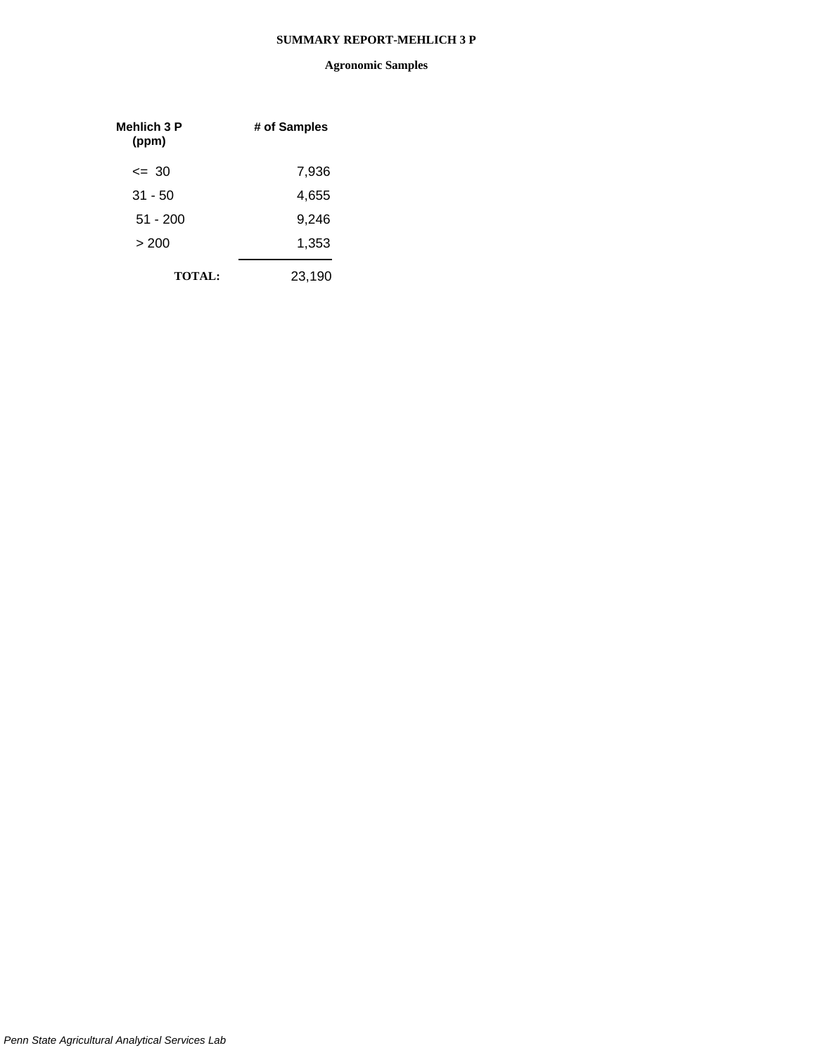# SUMMARY REPORT-MEHLICH 3 P

## Agronomic Samples

| Mehlich 3 P (ppm) | # of Samples |
|---|---|
| <= 30 | 7,936 |
| 31 - 50 | 4,655 |
| 51 - 200 | 9,246 |
| > 200 | 1,353 |
| **TOTAL:** | 23,190 |

*Penn State Agricultural Analytical Services Lab*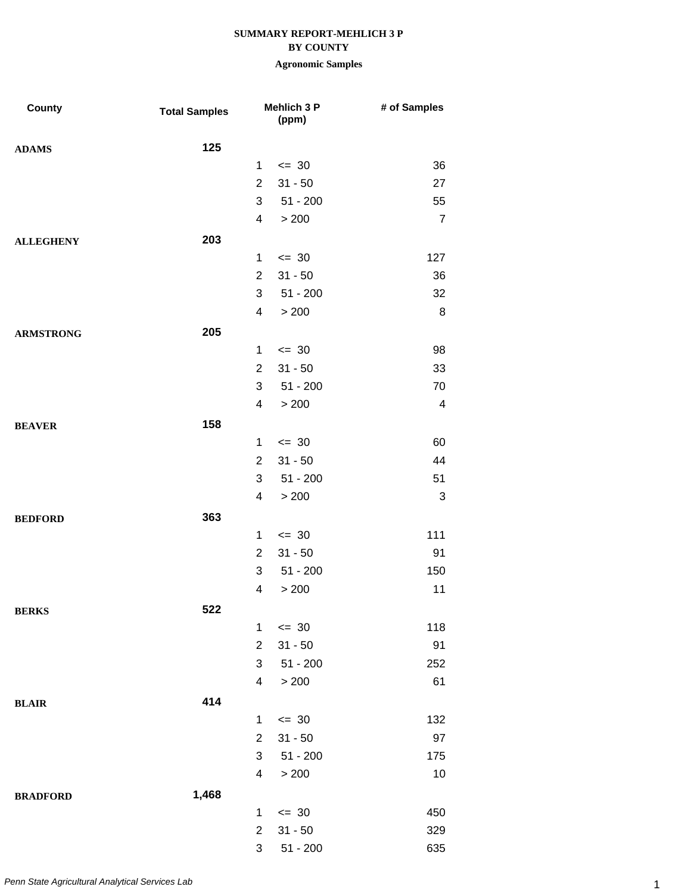# SUMMARY REPORT-MEHLICH 3 P
## BY COUNTY
### Agronomic Samples

| County | Total Samples | Mehlich 3 P (ppm) | | # of Samples |
|---|---|---|---|---|
| **ADAMS** | **125** | | | |
| | | 1 | <= 30 | 36 |
| | | 2 | 31 - 50 | 27 |
| | | 3 | 51 - 200 | 55 |
| | | 4 | > 200 | 7 |
| **ALLEGHENY** | **203** | | | |
| | | 1 | <= 30 | 127 |
| | | 2 | 31 - 50 | 36 |
| | | 3 | 51 - 200 | 32 |
| | | 4 | > 200 | 8 |
| **ARMSTRONG** | **205** | | | |
| | | 1 | <= 30 | 98 |
| | | 2 | 31 - 50 | 33 |
| | | 3 | 51 - 200 | 70 |
| | | 4 | > 200 | 4 |
| **BEAVER** | **158** | | | |
| | | 1 | <= 30 | 60 |
| | | 2 | 31 - 50 | 44 |
| | | 3 | 51 - 200 | 51 |
| | | 4 | > 200 | 3 |
| **BEDFORD** | **363** | | | |
| | | 1 | <= 30 | 111 |
| | | 2 | 31 - 50 | 91 |
| | | 3 | 51 - 200 | 150 |
| | | 4 | > 200 | 11 |
| **BERKS** | **522** | | | |
| | | 1 | <= 30 | 118 |
| | | 2 | 31 - 50 | 91 |
| | | 3 | 51 - 200 | 252 |
| | | 4 | > 200 | 61 |
| **BLAIR** | **414** | | | |
| | | 1 | <= 30 | 132 |
| | | 2 | 31 - 50 | 97 |
| | | 3 | 51 - 200 | 175 |
| | | 4 | > 200 | 10 |
| **BRADFORD** | **1,468** | | | |
| | | 1 | <= 30 | 450 |
| | | 2 | 31 - 50 | 329 |
| | | 3 | 51 - 200 | 635 |

*Penn State Agricultural Analytical Services Lab*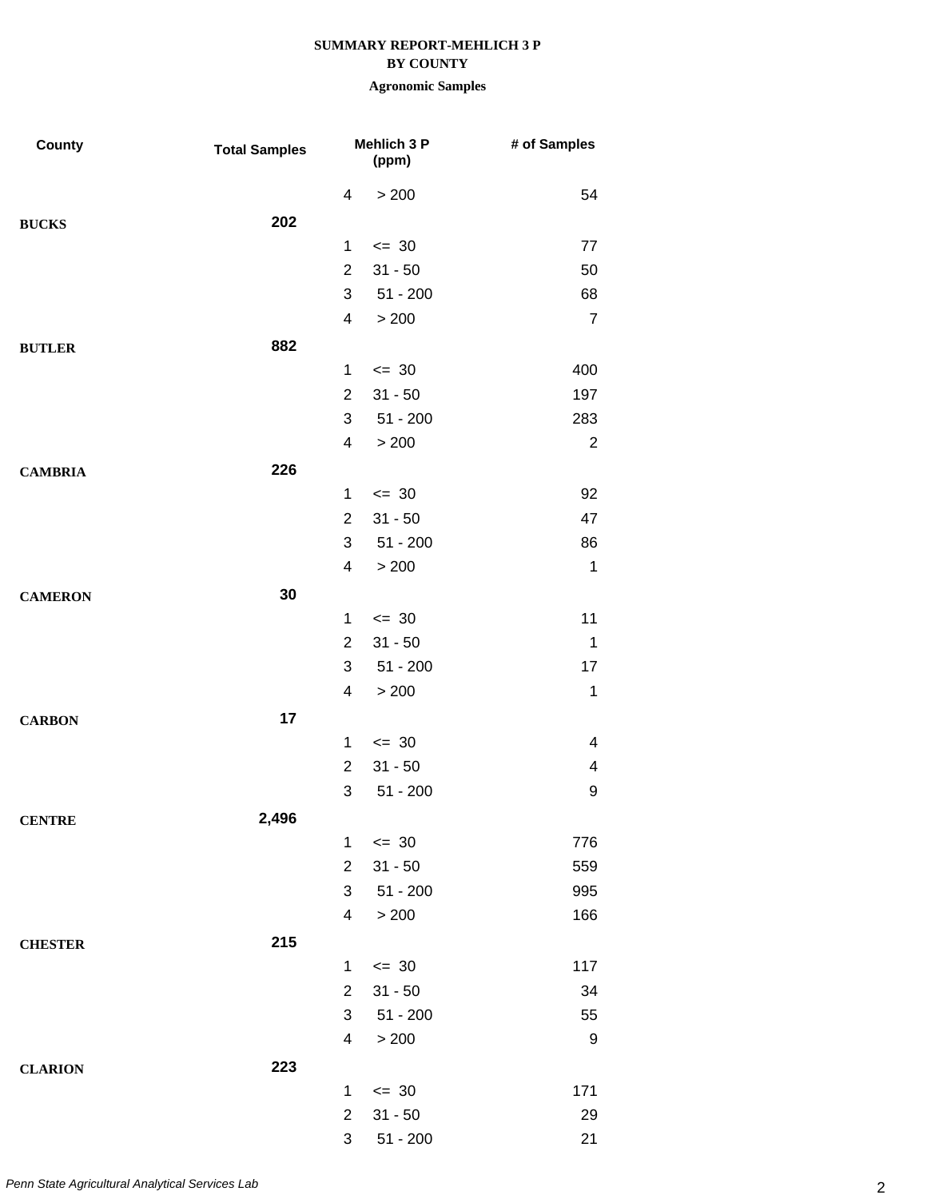**SUMMARY REPORT-MEHLICH 3 P**

**BY COUNTY**

**Agronomic Samples**

| County | Total Samples | | Mehlich 3 P (ppm) | # of Samples |
|---|---|---|---|---|
| | | 4 | > 200 | 54 |
| **BUCKS** | **202** | | | |
| | | 1 | <= 30 | 77 |
| | | 2 | 31 - 50 | 50 |
| | | 3 | 51 - 200 | 68 |
| | | 4 | > 200 | 7 |
| **BUTLER** | **882** | | | |
| | | 1 | <= 30 | 400 |
| | | 2 | 31 - 50 | 197 |
| | | 3 | 51 - 200 | 283 |
| | | 4 | > 200 | 2 |
| **CAMBRIA** | **226** | | | |
| | | 1 | <= 30 | 92 |
| | | 2 | 31 - 50 | 47 |
| | | 3 | 51 - 200 | 86 |
| | | 4 | > 200 | 1 |
| **CAMERON** | **30** | | | |
| | | 1 | <= 30 | 11 |
| | | 2 | 31 - 50 | 1 |
| | | 3 | 51 - 200 | 17 |
| | | 4 | > 200 | 1 |
| **CARBON** | **17** | | | |
| | | 1 | <= 30 | 4 |
| | | 2 | 31 - 50 | 4 |
| | | 3 | 51 - 200 | 9 |
| **CENTRE** | **2,496** | | | |
| | | 1 | <= 30 | 776 |
| | | 2 | 31 - 50 | 559 |
| | | 3 | 51 - 200 | 995 |
| | | 4 | > 200 | 166 |
| **CHESTER** | **215** | | | |
| | | 1 | <= 30 | 117 |
| | | 2 | 31 - 50 | 34 |
| | | 3 | 51 - 200 | 55 |
| | | 4 | > 200 | 9 |
| **CLARION** | **223** | | | |
| | | 1 | <= 30 | 171 |
| | | 2 | 31 - 50 | 29 |
| | | 3 | 51 - 200 | 21 |

*Penn State Agricultural Analytical Services Lab*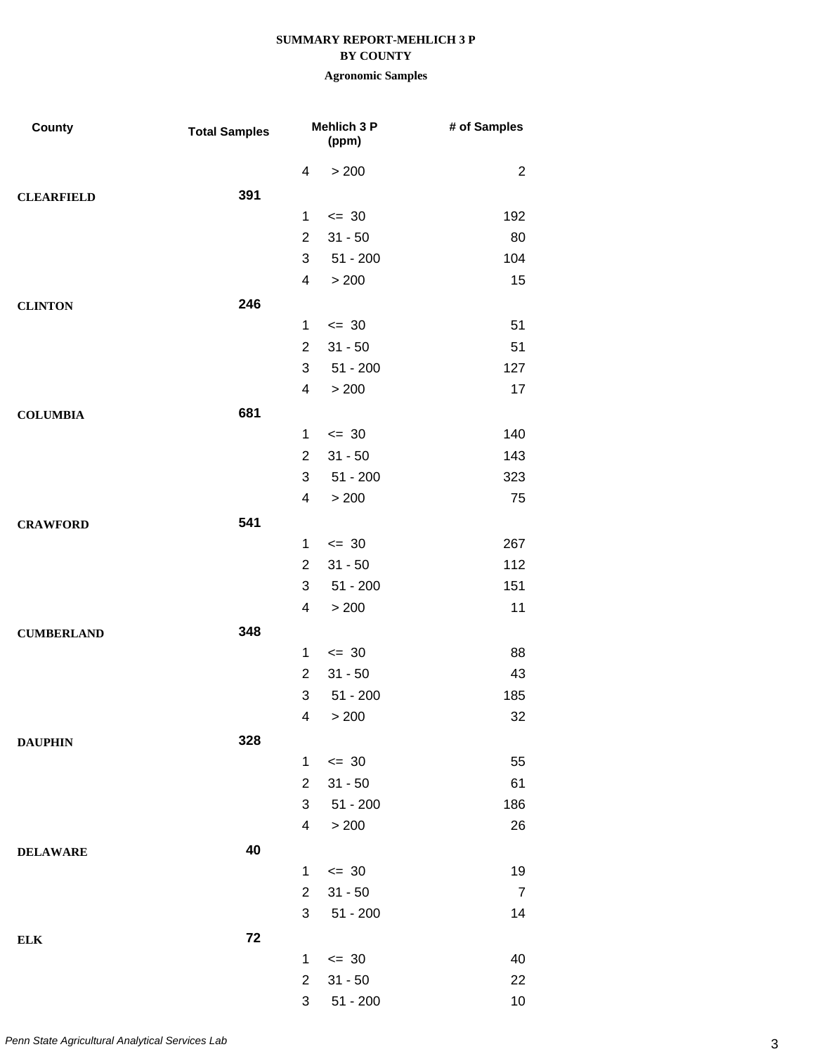**SUMMARY REPORT-MEHLICH 3 P**
**BY COUNTY**
**Agronomic Samples**

| County | Total Samples | | Mehlich 3 P (ppm) | # of Samples |
|---|---|---|---|---|
| | | 4 | > 200 | 2 |
| **CLEARFIELD** | **391** | | | |
| | | 1 | <= 30 | 192 |
| | | 2 | 31 - 50 | 80 |
| | | 3 | 51 - 200 | 104 |
| | | 4 | > 200 | 15 |
| **CLINTON** | **246** | | | |
| | | 1 | <= 30 | 51 |
| | | 2 | 31 - 50 | 51 |
| | | 3 | 51 - 200 | 127 |
| | | 4 | > 200 | 17 |
| **COLUMBIA** | **681** | | | |
| | | 1 | <= 30 | 140 |
| | | 2 | 31 - 50 | 143 |
| | | 3 | 51 - 200 | 323 |
| | | 4 | > 200 | 75 |
| **CRAWFORD** | **541** | | | |
| | | 1 | <= 30 | 267 |
| | | 2 | 31 - 50 | 112 |
| | | 3 | 51 - 200 | 151 |
| | | 4 | > 200 | 11 |
| **CUMBERLAND** | **348** | | | |
| | | 1 | <= 30 | 88 |
| | | 2 | 31 - 50 | 43 |
| | | 3 | 51 - 200 | 185 |
| | | 4 | > 200 | 32 |
| **DAUPHIN** | **328** | | | |
| | | 1 | <= 30 | 55 |
| | | 2 | 31 - 50 | 61 |
| | | 3 | 51 - 200 | 186 |
| | | 4 | > 200 | 26 |
| **DELAWARE** | **40** | | | |
| | | 1 | <= 30 | 19 |
| | | 2 | 31 - 50 | 7 |
| | | 3 | 51 - 200 | 14 |
| **ELK** | **72** | | | |
| | | 1 | <= 30 | 40 |
| | | 2 | 31 - 50 | 22 |
| | | 3 | 51 - 200 | 10 |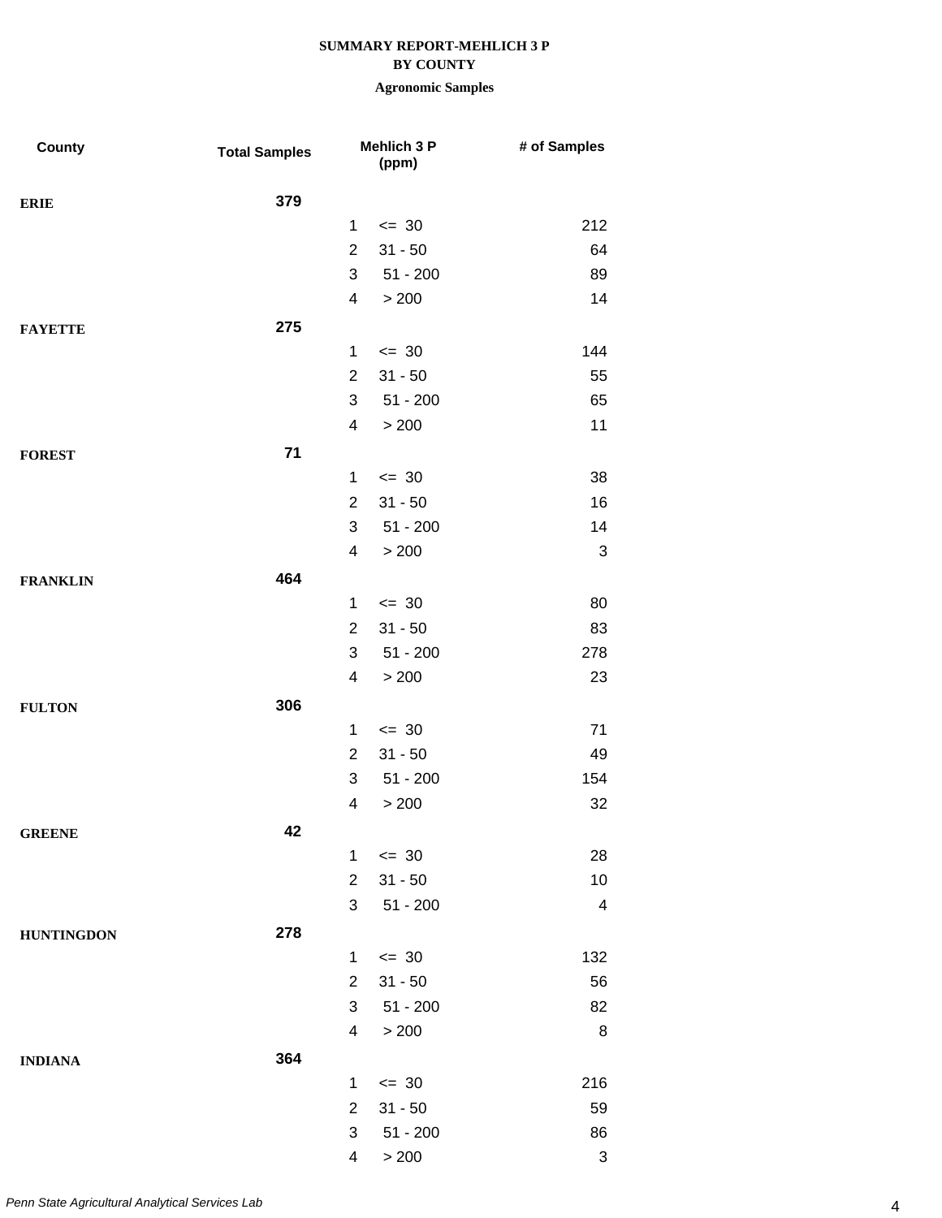**SUMMARY REPORT-MEHLICH 3 P**
**BY COUNTY**
**Agronomic Samples**

| County | Total Samples | Mehlich 3 P (ppm) | | # of Samples |
|---|---|---|---|---|
| **ERIE** | **379** | | | |
| | | 1 | <= 30 | 212 |
| | | 2 | 31 - 50 | 64 |
| | | 3 | 51 - 200 | 89 |
| | | 4 | > 200 | 14 |
| **FAYETTE** | **275** | | | |
| | | 1 | <= 30 | 144 |
| | | 2 | 31 - 50 | 55 |
| | | 3 | 51 - 200 | 65 |
| | | 4 | > 200 | 11 |
| **FOREST** | **71** | | | |
| | | 1 | <= 30 | 38 |
| | | 2 | 31 - 50 | 16 |
| | | 3 | 51 - 200 | 14 |
| | | 4 | > 200 | 3 |
| **FRANKLIN** | **464** | | | |
| | | 1 | <= 30 | 80 |
| | | 2 | 31 - 50 | 83 |
| | | 3 | 51 - 200 | 278 |
| | | 4 | > 200 | 23 |
| **FULTON** | **306** | | | |
| | | 1 | <= 30 | 71 |
| | | 2 | 31 - 50 | 49 |
| | | 3 | 51 - 200 | 154 |
| | | 4 | > 200 | 32 |
| **GREENE** | **42** | | | |
| | | 1 | <= 30 | 28 |
| | | 2 | 31 - 50 | 10 |
| | | 3 | 51 - 200 | 4 |
| **HUNTINGDON** | **278** | | | |
| | | 1 | <= 30 | 132 |
| | | 2 | 31 - 50 | 56 |
| | | 3 | 51 - 200 | 82 |
| | | 4 | > 200 | 8 |
| **INDIANA** | **364** | | | |
| | | 1 | <= 30 | 216 |
| | | 2 | 31 - 50 | 59 |
| | | 3 | 51 - 200 | 86 |
| | | 4 | > 200 | 3 |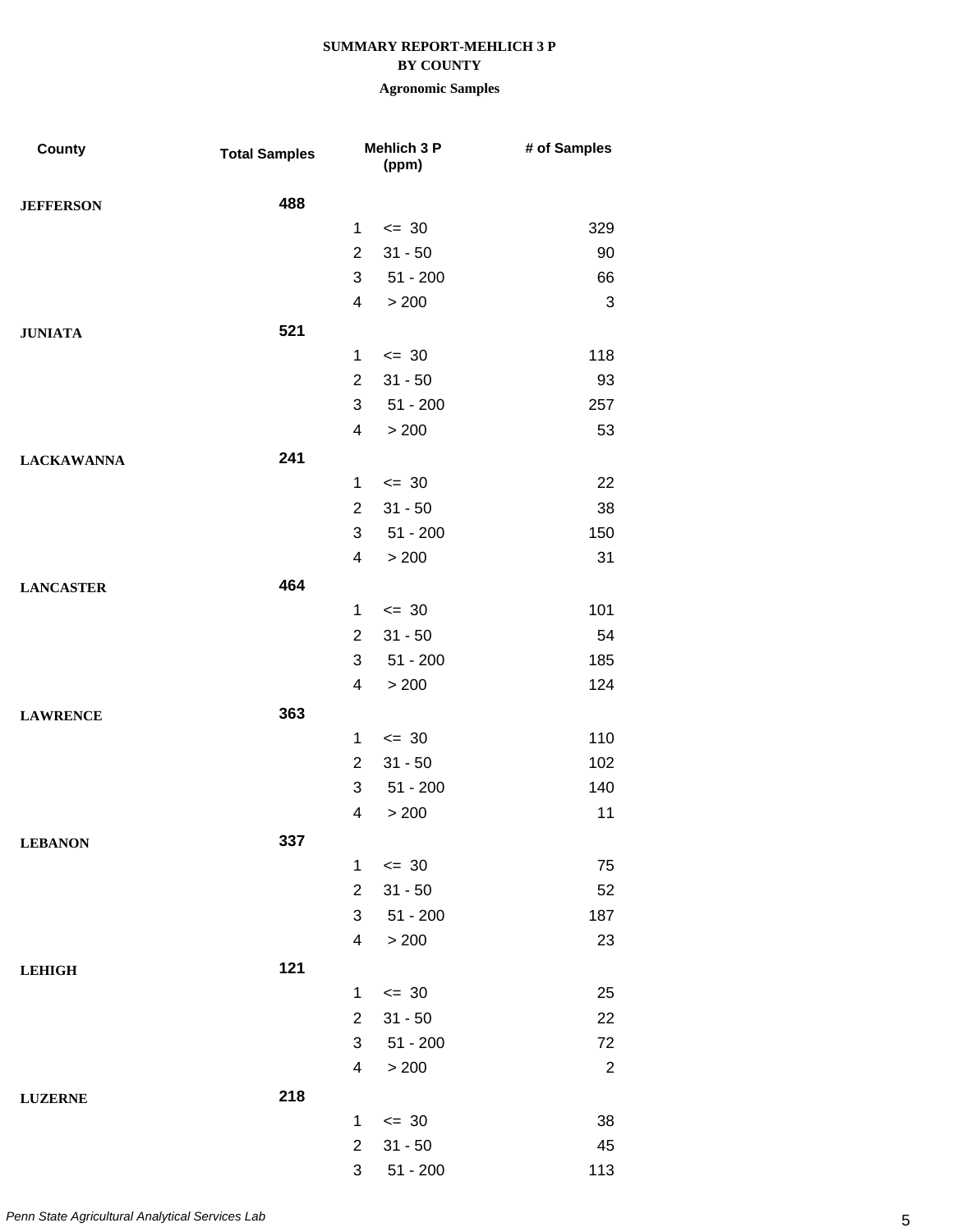**SUMMARY REPORT-MEHLICH 3 P**
**BY COUNTY**
**Agronomic Samples**

| County | Total Samples | Mehlich 3 P (ppm) | | # of Samples |
|---|---|---|---|---|
| **JEFFERSON** | **488** | | | |
| | | 1 | <= 30 | 329 |
| | | 2 | 31 - 50 | 90 |
| | | 3 | 51 - 200 | 66 |
| | | 4 | > 200 | 3 |
| **JUNIATA** | **521** | | | |
| | | 1 | <= 30 | 118 |
| | | 2 | 31 - 50 | 93 |
| | | 3 | 51 - 200 | 257 |
| | | 4 | > 200 | 53 |
| **LACKAWANNA** | **241** | | | |
| | | 1 | <= 30 | 22 |
| | | 2 | 31 - 50 | 38 |
| | | 3 | 51 - 200 | 150 |
| | | 4 | > 200 | 31 |
| **LANCASTER** | **464** | | | |
| | | 1 | <= 30 | 101 |
| | | 2 | 31 - 50 | 54 |
| | | 3 | 51 - 200 | 185 |
| | | 4 | > 200 | 124 |
| **LAWRENCE** | **363** | | | |
| | | 1 | <= 30 | 110 |
| | | 2 | 31 - 50 | 102 |
| | | 3 | 51 - 200 | 140 |
| | | 4 | > 200 | 11 |
| **LEBANON** | **337** | | | |
| | | 1 | <= 30 | 75 |
| | | 2 | 31 - 50 | 52 |
| | | 3 | 51 - 200 | 187 |
| | | 4 | > 200 | 23 |
| **LEHIGH** | **121** | | | |
| | | 1 | <= 30 | 25 |
| | | 2 | 31 - 50 | 22 |
| | | 3 | 51 - 200 | 72 |
| | | 4 | > 200 | 2 |
| **LUZERNE** | **218** | | | |
| | | 1 | <= 30 | 38 |
| | | 2 | 31 - 50 | 45 |
| | | 3 | 51 - 200 | 113 |

*Penn State Agricultural Analytical Services Lab*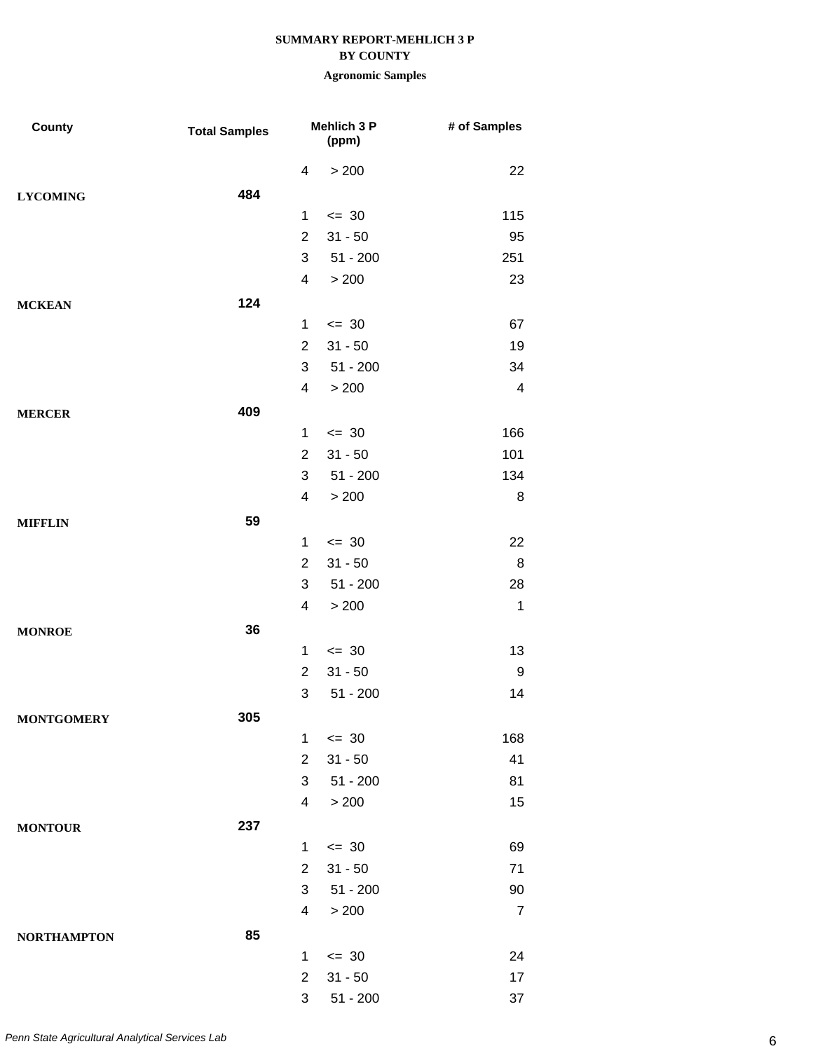**SUMMARY REPORT-MEHLICH 3 P**
**BY COUNTY**
**Agronomic Samples**

| County | Total Samples | | Mehlich 3 P (ppm) | # of Samples |
|---|---|---|---|---|
| | | 4 | > 200 | 22 |
| **LYCOMING** | **484** | | | |
| | | 1 | <= 30 | 115 |
| | | 2 | 31 - 50 | 95 |
| | | 3 | 51 - 200 | 251 |
| | | 4 | > 200 | 23 |
| **MCKEAN** | **124** | | | |
| | | 1 | <= 30 | 67 |
| | | 2 | 31 - 50 | 19 |
| | | 3 | 51 - 200 | 34 |
| | | 4 | > 200 | 4 |
| **MERCER** | **409** | | | |
| | | 1 | <= 30 | 166 |
| | | 2 | 31 - 50 | 101 |
| | | 3 | 51 - 200 | 134 |
| | | 4 | > 200 | 8 |
| **MIFFLIN** | **59** | | | |
| | | 1 | <= 30 | 22 |
| | | 2 | 31 - 50 | 8 |
| | | 3 | 51 - 200 | 28 |
| | | 4 | > 200 | 1 |
| **MONROE** | **36** | | | |
| | | 1 | <= 30 | 13 |
| | | 2 | 31 - 50 | 9 |
| | | 3 | 51 - 200 | 14 |
| **MONTGOMERY** | **305** | | | |
| | | 1 | <= 30 | 168 |
| | | 2 | 31 - 50 | 41 |
| | | 3 | 51 - 200 | 81 |
| | | 4 | > 200 | 15 |
| **MONTOUR** | **237** | | | |
| | | 1 | <= 30 | 69 |
| | | 2 | 31 - 50 | 71 |
| | | 3 | 51 - 200 | 90 |
| | | 4 | > 200 | 7 |
| **NORTHAMPTON** | **85** | | | |
| | | 1 | <= 30 | 24 |
| | | 2 | 31 - 50 | 17 |
| | | 3 | 51 - 200 | 37 |

*Penn State Agricultural Analytical Services Lab*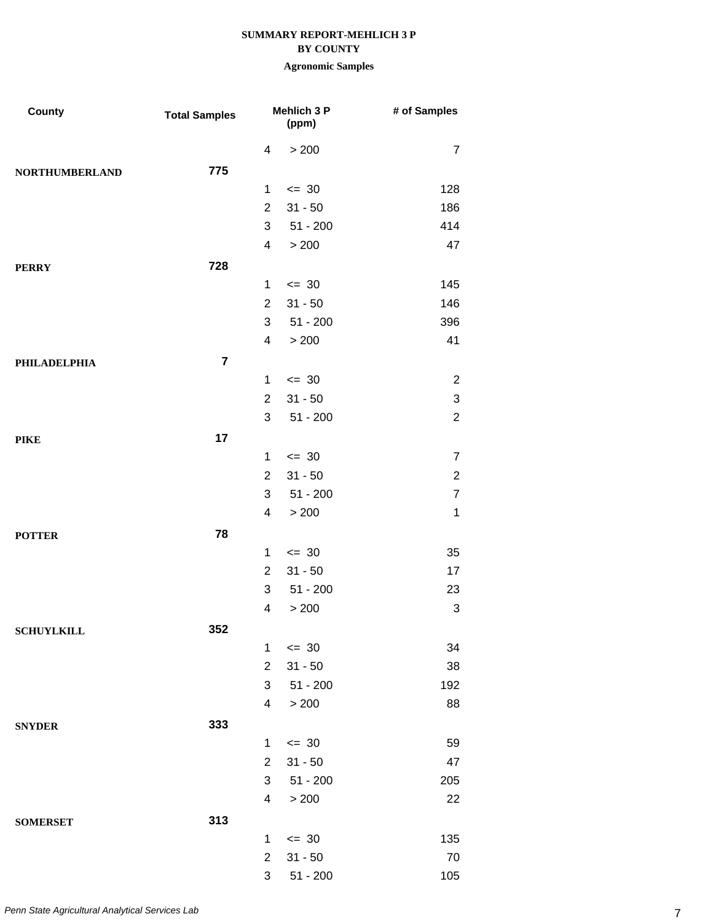**SUMMARY REPORT-MEHLICH 3 P**
**BY COUNTY**
**Agronomic Samples**

| County | Total Samples | | Mehlich 3 P (ppm) | # of Samples |
|---|---|---|---|---|
| | | 4 | > 200 | 7 |
| **NORTHUMBERLAND** | **775** | | | |
| | | 1 | <= 30 | 128 |
| | | 2 | 31 - 50 | 186 |
| | | 3 | 51 - 200 | 414 |
| | | 4 | > 200 | 47 |
| **PERRY** | **728** | | | |
| | | 1 | <= 30 | 145 |
| | | 2 | 31 - 50 | 146 |
| | | 3 | 51 - 200 | 396 |
| | | 4 | > 200 | 41 |
| **PHILADELPHIA** | **7** | | | |
| | | 1 | <= 30 | 2 |
| | | 2 | 31 - 50 | 3 |
| | | 3 | 51 - 200 | 2 |
| **PIKE** | **17** | | | |
| | | 1 | <= 30 | 7 |
| | | 2 | 31 - 50 | 2 |
| | | 3 | 51 - 200 | 7 |
| | | 4 | > 200 | 1 |
| **POTTER** | **78** | | | |
| | | 1 | <= 30 | 35 |
| | | 2 | 31 - 50 | 17 |
| | | 3 | 51 - 200 | 23 |
| | | 4 | > 200 | 3 |
| **SCHUYLKILL** | **352** | | | |
| | | 1 | <= 30 | 34 |
| | | 2 | 31 - 50 | 38 |
| | | 3 | 51 - 200 | 192 |
| | | 4 | > 200 | 88 |
| **SNYDER** | **333** | | | |
| | | 1 | <= 30 | 59 |
| | | 2 | 31 - 50 | 47 |
| | | 3 | 51 - 200 | 205 |
| | | 4 | > 200 | 22 |
| **SOMERSET** | **313** | | | |
| | | 1 | <= 30 | 135 |
| | | 2 | 31 - 50 | 70 |
| | | 3 | 51 - 200 | 105 |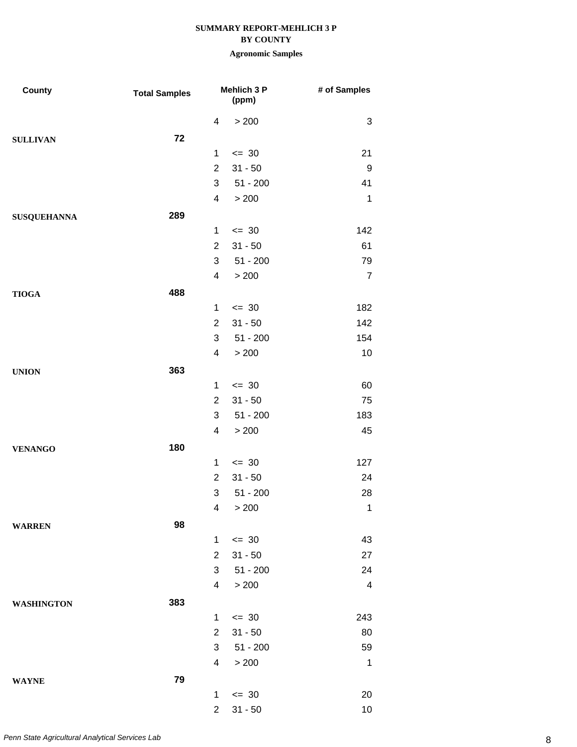**SUMMARY REPORT-MEHLICH 3 P**
**BY COUNTY**
**Agronomic Samples**

| County | Total Samples | Mehlich 3 P (ppm) | | # of Samples |
|---|---|---|---|---|
| | | 4 | > 200 | 3 |
| **SULLIVAN** | **72** | | | |
| | | 1 | <= 30 | 21 |
| | | 2 | 31 - 50 | 9 |
| | | 3 | 51 - 200 | 41 |
| | | 4 | > 200 | 1 |
| **SUSQUEHANNA** | **289** | | | |
| | | 1 | <= 30 | 142 |
| | | 2 | 31 - 50 | 61 |
| | | 3 | 51 - 200 | 79 |
| | | 4 | > 200 | 7 |
| **TIOGA** | **488** | | | |
| | | 1 | <= 30 | 182 |
| | | 2 | 31 - 50 | 142 |
| | | 3 | 51 - 200 | 154 |
| | | 4 | > 200 | 10 |
| **UNION** | **363** | | | |
| | | 1 | <= 30 | 60 |
| | | 2 | 31 - 50 | 75 |
| | | 3 | 51 - 200 | 183 |
| | | 4 | > 200 | 45 |
| **VENANGO** | **180** | | | |
| | | 1 | <= 30 | 127 |
| | | 2 | 31 - 50 | 24 |
| | | 3 | 51 - 200 | 28 |
| | | 4 | > 200 | 1 |
| **WARREN** | **98** | | | |
| | | 1 | <= 30 | 43 |
| | | 2 | 31 - 50 | 27 |
| | | 3 | 51 - 200 | 24 |
| | | 4 | > 200 | 4 |
| **WASHINGTON** | **383** | | | |
| | | 1 | <= 30 | 243 |
| | | 2 | 31 - 50 | 80 |
| | | 3 | 51 - 200 | 59 |
| | | 4 | > 200 | 1 |
| **WAYNE** | **79** | | | |
| | | 1 | <= 30 | 20 |
| | | 2 | 31 - 50 | 10 |

*Penn State Agricultural Analytical Services Lab*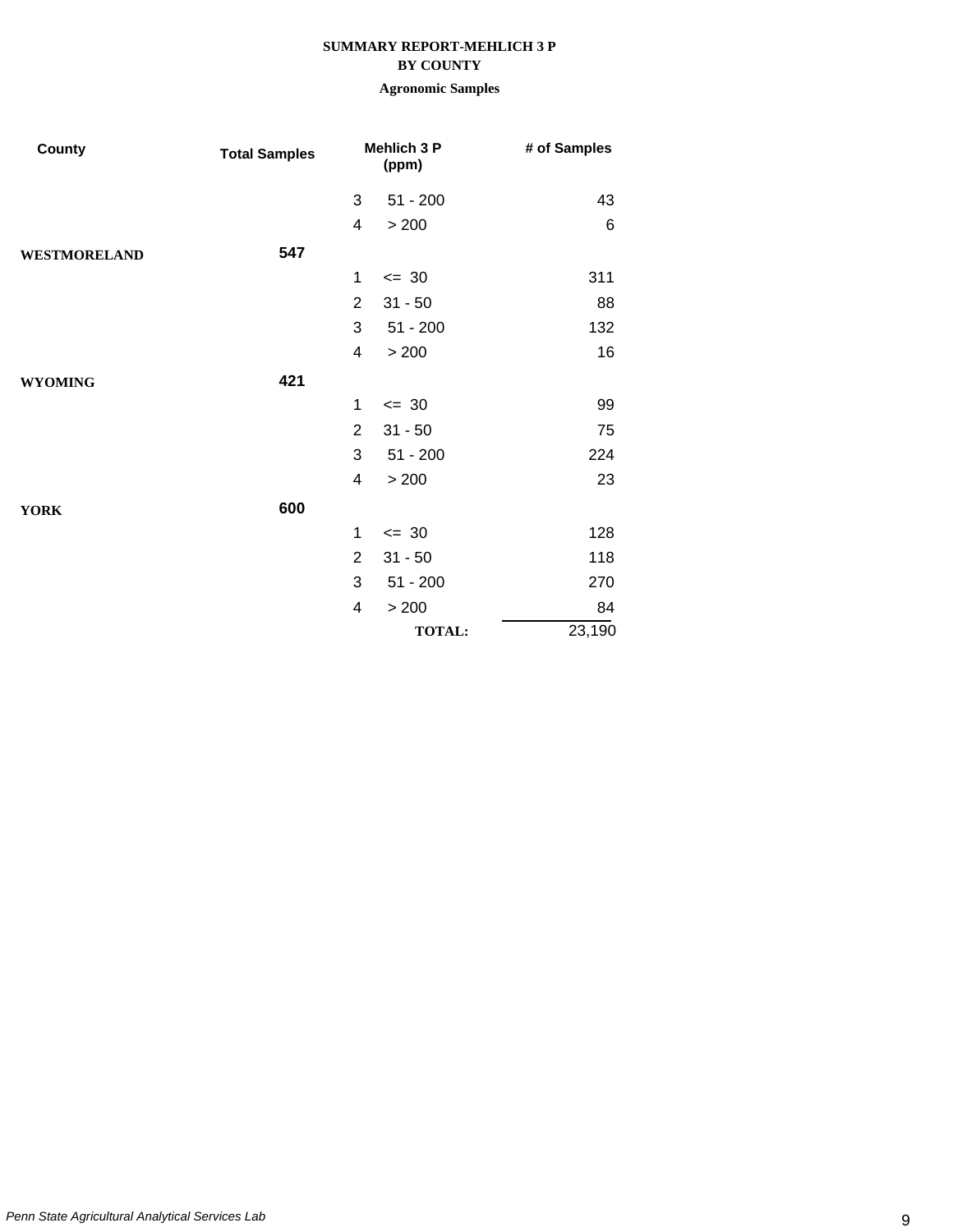**SUMMARY REPORT-MEHLICH 3 P**
**BY COUNTY**
**Agronomic Samples**

| County | Total Samples | | Mehlich 3 P (ppm) | # of Samples |
|---|---|---|---|---|
| | | 3 | 51 - 200 | 43 |
| | | 4 | > 200 | 6 |
| **WESTMORELAND** | **547** | | | |
| | | 1 | <= 30 | 311 |
| | | 2 | 31 - 50 | 88 |
| | | 3 | 51 - 200 | 132 |
| | | 4 | > 200 | 16 |
| **WYOMING** | **421** | | | |
| | | 1 | <= 30 | 99 |
| | | 2 | 31 - 50 | 75 |
| | | 3 | 51 - 200 | 224 |
| | | 4 | > 200 | 23 |
| **YORK** | **600** | | | |
| | | 1 | <= 30 | 128 |
| | | 2 | 31 - 50 | 118 |
| | | 3 | 51 - 200 | 270 |
| | | 4 | > 200 | 84 |
| | | | **TOTAL:** | 23,190 |

*Penn State Agricultural Analytical Services Lab*